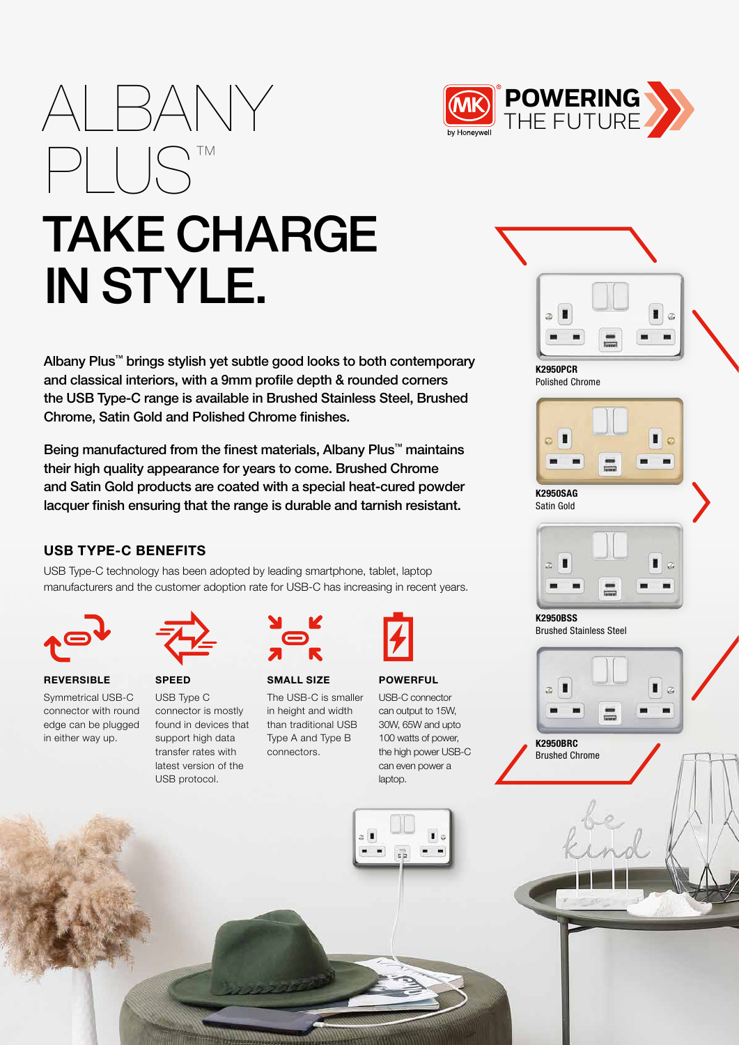# ALBANY PLUS™

MK by Honeywell — POWERING THE FUTURE

## TAKE CHARGE IN STYLE.

Albany Plus™ brings stylish yet subtle good looks to both contemporary and classical interiors, with a 9mm profile depth & rounded corners the USB Type-C range is available in Brushed Stainless Steel, Brushed Chrome, Satin Gold and Polished Chrome finishes.

Being manufactured from the finest materials, Albany Plus™ maintains their high quality appearance for years to come. Brushed Chrome and Satin Gold products are coated with a special heat-cured powder lacquer finish ensuring that the range is durable and tarnish resistant.

### USB TYPE-C BENEFITS

USB Type-C technology has been adopted by leading smartphone, tablet, laptop manufacturers and the customer adoption rate for USB-C has increasing in recent years.

**REVERSIBLE**

Symmetrical USB-C connector with round edge can be plugged in either way up.

**SPEED**

USB Type C connector is mostly found in devices that support high data transfer rates with latest version of the USB protocol.

**SMALL SIZE**

The USB-C is smaller in height and width than traditional USB Type A and Type B connectors.

**POWERFUL**

USB-C connector can output to 15W, 30W, 65W and upto 100 watts of power, the high power USB-C can even power a laptop.

**K2950PCR**
Polished Chrome

**K2950SAG**
Satin Gold

**K2950BSS**
Brushed Stainless Steel

**K2950BRC**
Brushed Chrome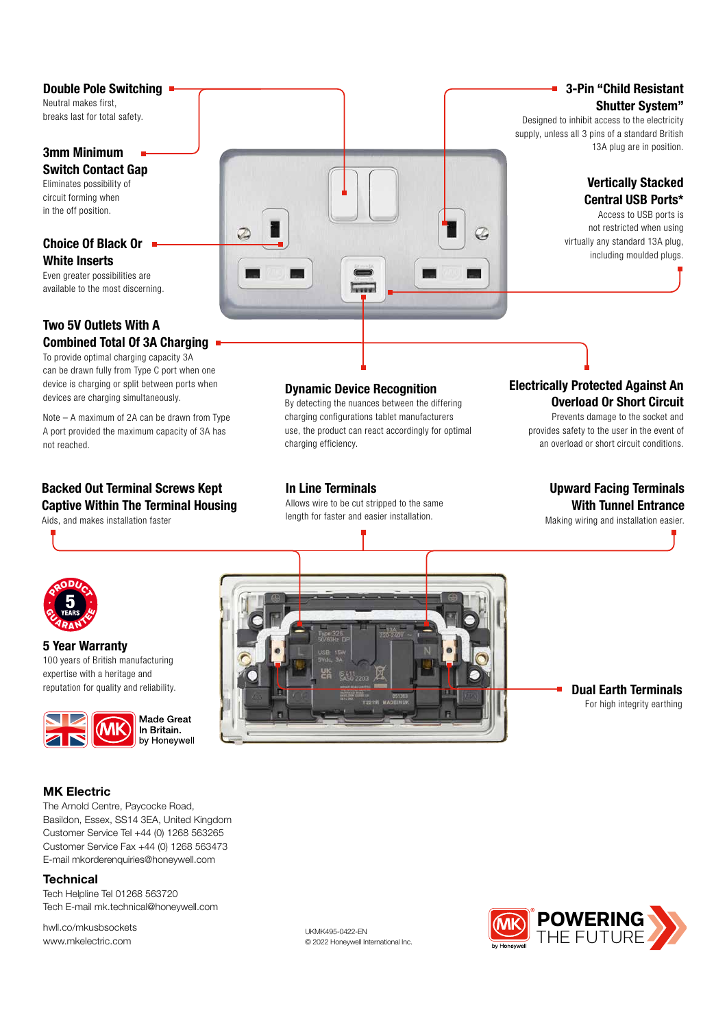### Double Pole Switching

Neutral makes first, breaks last for total safety.

### 3mm Minimum Switch Contact Gap

Eliminates possibility of circuit forming when in the off position.

### Choice Of Black Or White Inserts

Even greater possibilities are available to the most discerning.

### Two 5V Outlets With A Combined Total Of 3A Charging

To provide optimal charging capacity 3A can be drawn fully from Type C port when one device is charging or split between ports when devices are charging simultaneously.

Note – A maximum of 2A can be drawn from Type A port provided the maximum capacity of 3A has not reached.

### 3-Pin "Child Resistant Shutter System"

Designed to inhibit access to the electricity supply, unless all 3 pins of a standard British 13A plug are in position.

### Vertically Stacked Central USB Ports*

Access to USB ports is not restricted when using virtually any standard 13A plug, including moulded plugs.

### Dynamic Device Recognition

By detecting the nuances between the differing charging configurations tablet manufacturers use, the product can react accordingly for optimal charging efficiency.

### Electrically Protected Against An Overload Or Short Circuit

Prevents damage to the socket and provides safety to the user in the event of an overload or short circuit conditions.

### Backed Out Terminal Screws Kept Captive Within The Terminal Housing

Aids, and makes installation faster

### In Line Terminals

Allows wire to be cut stripped to the same length for faster and easier installation.

### Upward Facing Terminals With Tunnel Entrance

Making wiring and installation easier.

### Dual Earth Terminals

For high integrity earthing

### 5 Year Warranty

100 years of British manufacturing expertise with a heritage and reputation for quality and reliability.

Made Great In Britain. by Honeywell

### MK Electric

The Arnold Centre, Paycocke Road,
Basildon, Essex, SS14 3EA, United Kingdom
Customer Service Tel +44 (0) 1268 563265
Customer Service Fax +44 (0) 1268 563473
E-mail mkorderenquiries@honeywell.com

### Technical

Tech Helpline Tel 01268 563720
Tech E-mail mk.technical@honeywell.com

hwll.co/mkusbsockets
www.mkelectric.com

UKMK495-0422-EN
© 2022 Honeywell International Inc.

POWERING THE FUTURE